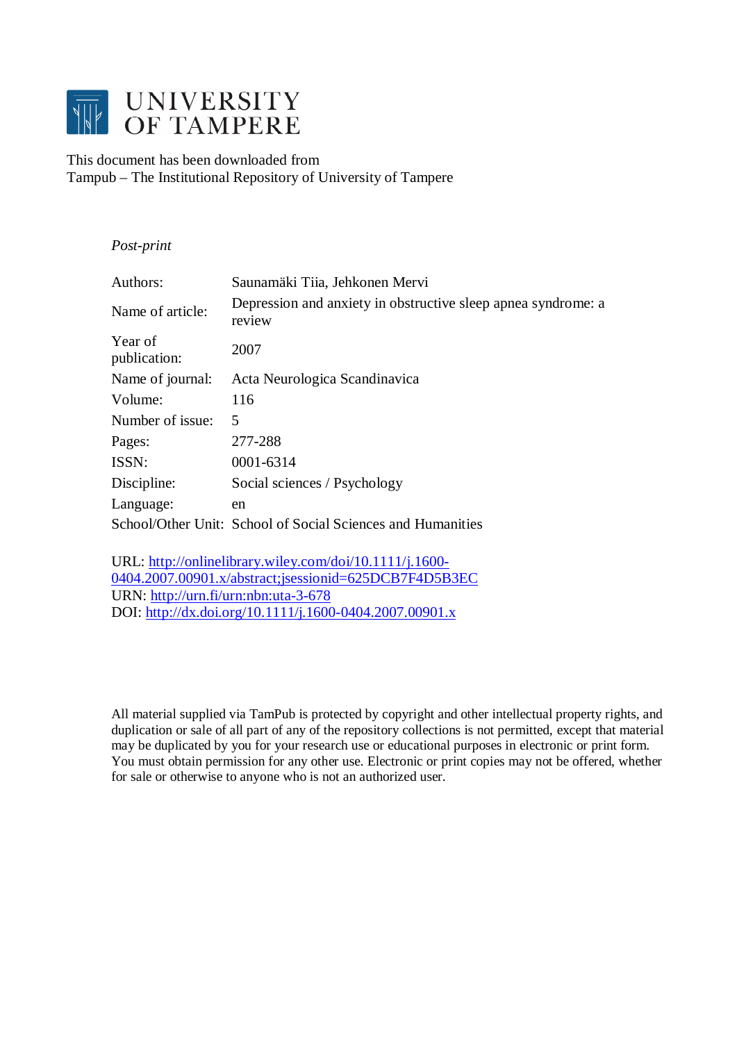UNIVERSITY OF TAMPERE

This document has been downloaded from
Tampub – The Institutional Repository of University of Tampere

*Post-print*

| | |
|---|---|
| Authors: | Saunamäki Tiia, Jehkonen Mervi |
| Name of article: | Depression and anxiety in obstructive sleep apnea syndrome: a review |
| Year of publication: | 2007 |
| Name of journal: | Acta Neurologica Scandinavica |
| Volume: | 116 |
| Number of issue: | 5 |
| Pages: | 277-288 |
| ISSN: | 0001-6314 |
| Discipline: | Social sciences / Psychology |
| Language: | en |
| School/Other Unit: | School of Social Sciences and Humanities |

URL: http://onlinelibrary.wiley.com/doi/10.1111/j.1600-0404.2007.00901.x/abstract;jsessionid=625DCB7F4D5B3EC
URN: http://urn.fi/urn:nbn:uta-3-678
DOI: http://dx.doi.org/10.1111/j.1600-0404.2007.00901.x

All material supplied via TamPub is protected by copyright and other intellectual property rights, and duplication or sale of all part of any of the repository collections is not permitted, except that material may be duplicated by you for your research use or educational purposes in electronic or print form. You must obtain permission for any other use. Electronic or print copies may not be offered, whether for sale or otherwise to anyone who is not an authorized user.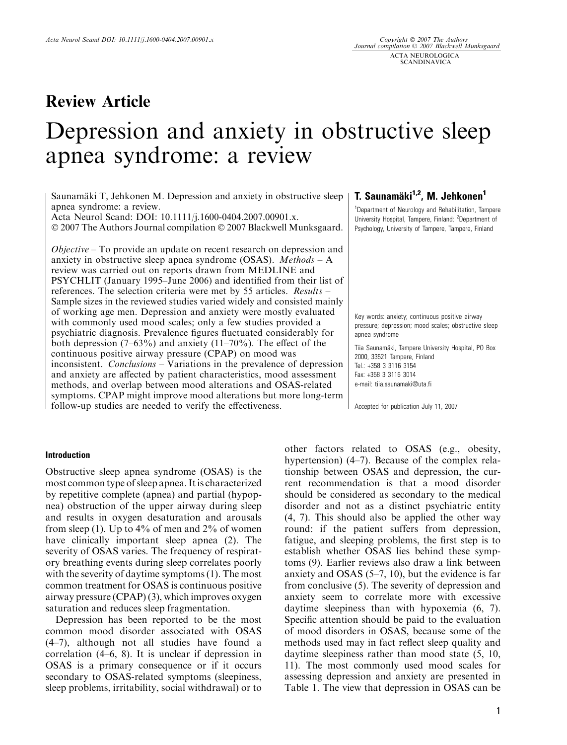## Review Article

# Depression and anxiety in obstructive sleep apnea syndrome: a review

Saunamäki T, Jehkonen M. Depression and anxiety in obstructive sleep apnea syndrome: a review.
Acta Neurol Scand: DOI: 10.1111/j.1600-0404.2007.00901.x.
© 2007 The Authors Journal compilation © 2007 Blackwell Munksgaard.

*Objective* – To provide an update on recent research on depression and anxiety in obstructive sleep apnea syndrome (OSAS). *Methods* – A review was carried out on reports drawn from MEDLINE and PSYCHLIT (January 1995–June 2006) and identified from their list of references. The selection criteria were met by 55 articles. *Results* – Sample sizes in the reviewed studies varied widely and consisted mainly of working age men. Depression and anxiety were mostly evaluated with commonly used mood scales; only a few studies provided a psychiatric diagnosis. Prevalence figures fluctuated considerably for both depression (7–63%) and anxiety (11–70%). The effect of the continuous positive airway pressure (CPAP) on mood was inconsistent. *Conclusions* – Variations in the prevalence of depression and anxiety are affected by patient characteristics, mood assessment methods, and overlap between mood alterations and OSAS-related symptoms. CPAP might improve mood alterations but more long-term follow-up studies are needed to verify the effectiveness.

**T. Saunamäki[1,2], M. Jehkonen[1]**

[1]Department of Neurology and Rehabilitation, Tampere University Hospital, Tampere, Finland; [2]Department of Psychology, University of Tampere, Tampere, Finland

Key words: anxiety; continuous positive airway pressure; depression; mood scales; obstructive sleep apnea syndrome

Tiia Saunamäki, Tampere University Hospital, PO Box 2000, 33521 Tampere, Finland
Tel.: +358 3 3116 3154
Fax: +358 3 3116 3014
e-mail: tiia.saunamaki@uta.fi

Accepted for publication July 11, 2007

## Introduction

Obstructive sleep apnea syndrome (OSAS) is the most common type of sleep apnea. It is characterized by repetitive complete (apnea) and partial (hypopnea) obstruction of the upper airway during sleep and results in oxygen desaturation and arousals from sleep (1). Up to 4% of men and 2% of women have clinically important sleep apnea (2). The severity of OSAS varies. The frequency of respiratory breathing events during sleep correlates poorly with the severity of daytime symptoms (1). The most common treatment for OSAS is continuous positive airway pressure (CPAP) (3), which improves oxygen saturation and reduces sleep fragmentation.

Depression has been reported to be the most common mood disorder associated with OSAS (4–7), although not all studies have found a correlation (4–6, 8). It is unclear if depression in OSAS is a primary consequence or if it occurs secondary to OSAS-related symptoms (sleepiness, sleep problems, irritability, social withdrawal) or to other factors related to OSAS (e.g., obesity, hypertension) (4–7). Because of the complex relationship between OSAS and depression, the current recommendation is that a mood disorder should be considered as secondary to the medical disorder and not as a distinct psychiatric entity (4, 7). This should also be applied the other way round: if the patient suffers from depression, fatigue, and sleeping problems, the first step is to establish whether OSAS lies behind these symptoms (9). Earlier reviews also draw a link between anxiety and OSAS (5–7, 10), but the evidence is far from conclusive (5). The severity of depression and anxiety seem to correlate more with excessive daytime sleepiness than with hypoxemia (6, 7). Specific attention should be paid to the evaluation of mood disorders in OSAS, because some of the methods used may in fact reflect sleep quality and daytime sleepiness rather than mood state (5, 10, 11). The most commonly used mood scales for assessing depression and anxiety are presented in Table 1. The view that depression in OSAS can be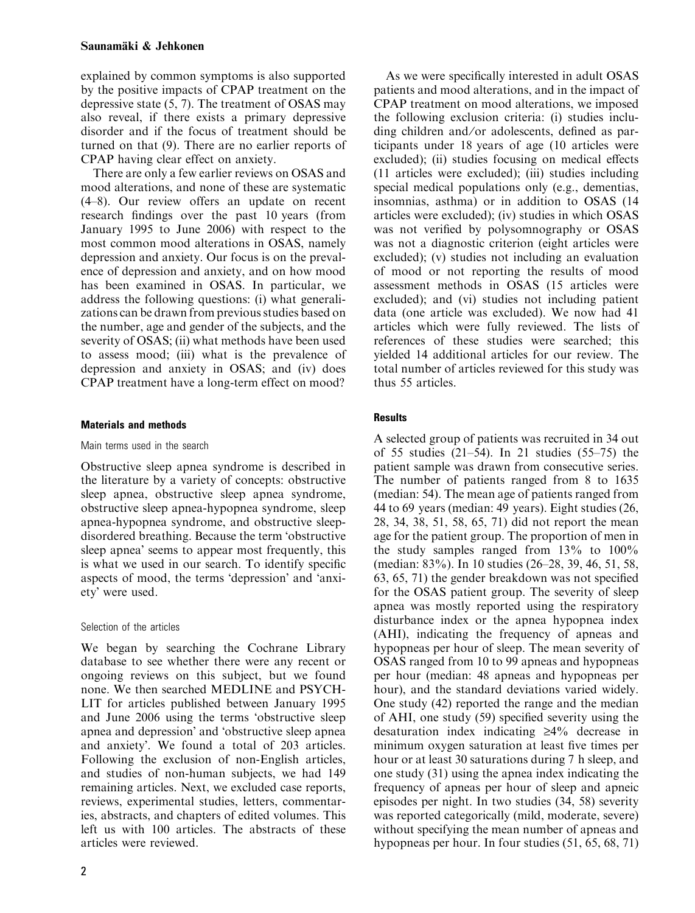explained by common symptoms is also supported by the positive impacts of CPAP treatment on the depressive state (5, 7). The treatment of OSAS may also reveal, if there exists a primary depressive disorder and if the focus of treatment should be turned on that (9). There are no earlier reports of CPAP having clear effect on anxiety.

There are only a few earlier reviews on OSAS and mood alterations, and none of these are systematic (4–8). Our review offers an update on recent research findings over the past 10 years (from January 1995 to June 2006) with respect to the most common mood alterations in OSAS, namely depression and anxiety. Our focus is on the prevalence of depression and anxiety, and on how mood has been examined in OSAS. In particular, we address the following questions: (i) what generalizations can be drawn from previous studies based on the number, age and gender of the subjects, and the severity of OSAS; (ii) what methods have been used to assess mood; (iii) what is the prevalence of depression and anxiety in OSAS; and (iv) does CPAP treatment have a long-term effect on mood?

## Materials and methods

### Main terms used in the search

Obstructive sleep apnea syndrome is described in the literature by a variety of concepts: obstructive sleep apnea, obstructive sleep apnea syndrome, obstructive sleep apnea-hypopnea syndrome, sleep apnea-hypopnea syndrome, and obstructive sleep-disordered breathing. Because the term 'obstructive sleep apnea' seems to appear most frequently, this is what we used in our search. To identify specific aspects of mood, the terms 'depression' and 'anxiety' were used.

### Selection of the articles

We began by searching the Cochrane Library database to see whether there were any recent or ongoing reviews on this subject, but we found none. We then searched MEDLINE and PSYCHLIT for articles published between January 1995 and June 2006 using the terms 'obstructive sleep apnea and depression' and 'obstructive sleep apnea and anxiety'. We found a total of 203 articles. Following the exclusion of non-English articles, and studies of non-human subjects, we had 149 remaining articles. Next, we excluded case reports, reviews, experimental studies, letters, commentaries, abstracts, and chapters of edited volumes. This left us with 100 articles. The abstracts of these articles were reviewed.

As we were specifically interested in adult OSAS patients and mood alterations, and in the impact of CPAP treatment on mood alterations, we imposed the following exclusion criteria: (i) studies including children and/or adolescents, defined as participants under 18 years of age (10 articles were excluded); (ii) studies focusing on medical effects (11 articles were excluded); (iii) studies including special medical populations only (e.g., dementias, insomnias, asthma) or in addition to OSAS (14 articles were excluded); (iv) studies in which OSAS was not verified by polysomnography or OSAS was not a diagnostic criterion (eight articles were excluded); (v) studies not including an evaluation of mood or not reporting the results of mood assessment methods in OSAS (15 articles were excluded); and (vi) studies not including patient data (one article was excluded). We now had 41 articles which were fully reviewed. The lists of references of these studies were searched; this yielded 14 additional articles for our review. The total number of articles reviewed for this study was thus 55 articles.

## Results

A selected group of patients was recruited in 34 out of 55 studies (21–54). In 21 studies (55–75) the patient sample was drawn from consecutive series. The number of patients ranged from 8 to 1635 (median: 54). The mean age of patients ranged from 44 to 69 years (median: 49 years). Eight studies (26, 28, 34, 38, 51, 58, 65, 71) did not report the mean age for the patient group. The proportion of men in the study samples ranged from 13% to 100% (median: 83%). In 10 studies (26–28, 39, 46, 51, 58, 63, 65, 71) the gender breakdown was not specified for the OSAS patient group. The severity of sleep apnea was mostly reported using the respiratory disturbance index or the apnea hypopnea index (AHI), indicating the frequency of apneas and hypopneas per hour of sleep. The mean severity of OSAS ranged from 10 to 99 apneas and hypopneas per hour (median: 48 apneas and hypopneas per hour), and the standard deviations varied widely. One study (42) reported the range and the median of AHI, one study (59) specified severity using the desaturation index indicating ≥4% decrease in minimum oxygen saturation at least five times per hour or at least 30 saturations during 7 h sleep, and one study (31) using the apnea index indicating the frequency of apneas per hour of sleep and apneic episodes per night. In two studies (34, 58) severity was reported categorically (mild, moderate, severe) without specifying the mean number of apneas and hypopneas per hour. In four studies (51, 65, 68, 71)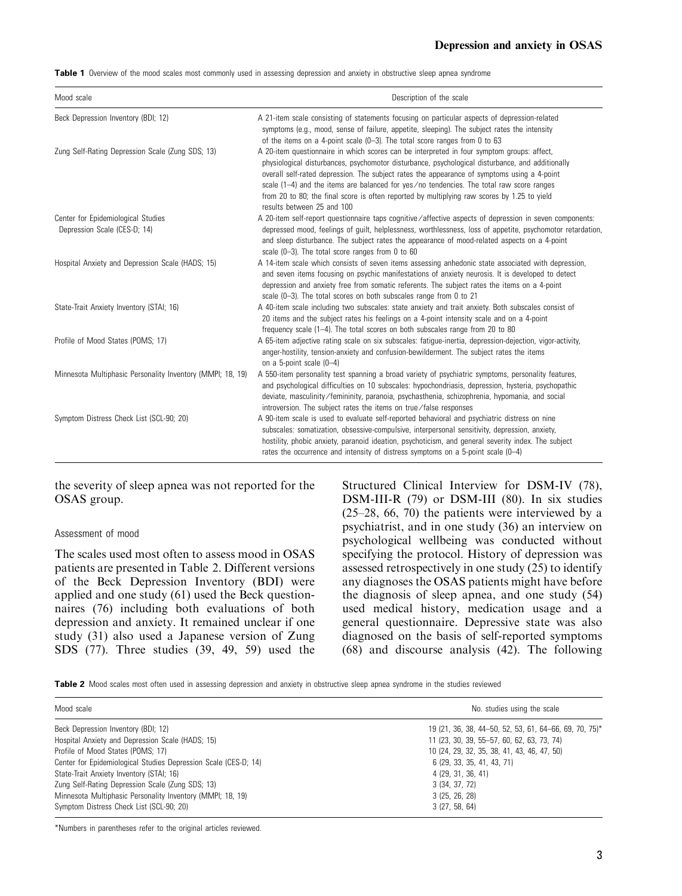**Table 1** Overview of the mood scales most commonly used in assessing depression and anxiety in obstructive sleep apnea syndrome

| Mood scale | Description of the scale |
|---|---|
| Beck Depression Inventory (BDI; 12) | A 21-item scale consisting of statements focusing on particular aspects of depression-related symptoms (e.g., mood, sense of failure, appetite, sleeping). The subject rates the intensity of the items on a 4-point scale (0–3). The total score ranges from 0 to 63 |
| Zung Self-Rating Depression Scale (Zung SDS; 13) | A 20-item questionnaire in which scores can be interpreted in four symptom groups: affect, physiological disturbances, psychomotor disturbance, psychological disturbance, and additionally overall self-rated depression. The subject rates the appearance of symptoms using a 4-point scale (1–4) and the items are balanced for yes/no tendencies. The total raw score ranges from 20 to 80; the final score is often reported by multiplying raw scores by 1.25 to yield results between 25 and 100 |
| Center for Epidemiological Studies Depression Scale (CES-D; 14) | A 20-item self-report questionnaire taps cognitive/affective aspects of depression in seven components: depressed mood, feelings of guilt, helplessness, worthlessness, loss of appetite, psychomotor retardation, and sleep disturbance. The subject rates the appearance of mood-related aspects on a 4-point scale (0–3). The total score ranges from 0 to 60 |
| Hospital Anxiety and Depression Scale (HADS; 15) | A 14-item scale which consists of seven items assessing anhedonic state associated with depression, and seven items focusing on psychic manifestations of anxiety neurosis. It is developed to detect depression and anxiety free from somatic referents. The subject rates the items on a 4-point scale (0–3). The total scores on both subscales range from 0 to 21 |
| State-Trait Anxiety Inventory (STAI; 16) | A 40-item scale including two subscales: state anxiety and trait anxiety. Both subscales consist of 20 items and the subject rates his feelings on a 4-point intensity scale and on a 4-point frequency scale (1–4). The total scores on both subscales range from 20 to 80 |
| Profile of Mood States (POMS; 17) | A 65-item adjective rating scale on six subscales: fatigue-inertia, depression-dejection, vigor-activity, anger-hostility, tension-anxiety and confusion-bewilderment. The subject rates the items on a 5-point scale (0–4) |
| Minnesota Multiphasic Personality Inventory (MMPI; 18, 19) | A 550-item personality test spanning a broad variety of psychiatric symptoms, personality features, and psychological difficulties on 10 subscales: hypochondriasis, depression, hysteria, psychopathic deviate, masculinity/femininity, paranoia, psychasthenia, schizophrenia, hypomania, and social introversion. The subject rates the items on true/false responses |
| Symptom Distress Check List (SCL-90; 20) | A 90-item scale is used to evaluate self-reported behavioral and psychiatric distress on nine subscales: somatization, obsessive-compulsive, interpersonal sensitivity, depression, anxiety, hostility, phobic anxiety, paranoid ideation, psychoticism, and general severity index. The subject rates the occurrence and intensity of distress symptoms on a 5-point scale (0–4) |

the severity of sleep apnea was not reported for the OSAS group.

### Assessment of mood

The scales used most often to assess mood in OSAS patients are presented in Table 2. Different versions of the Beck Depression Inventory (BDI) were applied and one study (61) used the Beck questionnaires (76) including both evaluations of both depression and anxiety. It remained unclear if one study (31) also used a Japanese version of Zung SDS (77). Three studies (39, 49, 59) used the Structured Clinical Interview for DSM-IV (78), DSM-III-R (79) or DSM-III (80). In six studies (25–28, 66, 70) the patients were interviewed by a psychiatrist, and in one study (36) an interview on psychological wellbeing was conducted without specifying the protocol. History of depression was assessed retrospectively in one study (25) to identify any diagnoses the OSAS patients might have before the diagnosis of sleep apnea, and one study (54) used medical history, medication usage and a general questionnaire. Depressive state was also diagnosed on the basis of self-reported symptoms (68) and discourse analysis (42). The following

**Table 2** Mood scales most often used in assessing depression and anxiety in obstructive sleep apnea syndrome in the studies reviewed

| Mood scale | No. studies using the scale |
|---|---|
| Beck Depression Inventory (BDI; 12) | 19 (21, 36, 38, 44–50, 52, 53, 61, 64–66, 69, 70, 75)* |
| Hospital Anxiety and Depression Scale (HADS; 15) | 11 (23, 30, 39, 55–57, 60, 62, 63, 73, 74) |
| Profile of Mood States (POMS; 17) | 10 (24, 29, 32, 35, 38, 41, 43, 46, 47, 50) |
| Center for Epidemiological Studies Depression Scale (CES-D; 14) | 6 (29, 33, 35, 41, 43, 71) |
| State-Trait Anxiety Inventory (STAI; 16) | 4 (29, 31, 36, 41) |
| Zung Self-Rating Depression Scale (Zung SDS; 13) | 3 (34, 37, 72) |
| Minnesota Multiphasic Personality Inventory (MMPI; 18, 19) | 3 (25, 26, 28) |
| Symptom Distress Check List (SCL-90; 20) | 3 (27, 58, 64) |

*Numbers in parentheses refer to the original articles reviewed.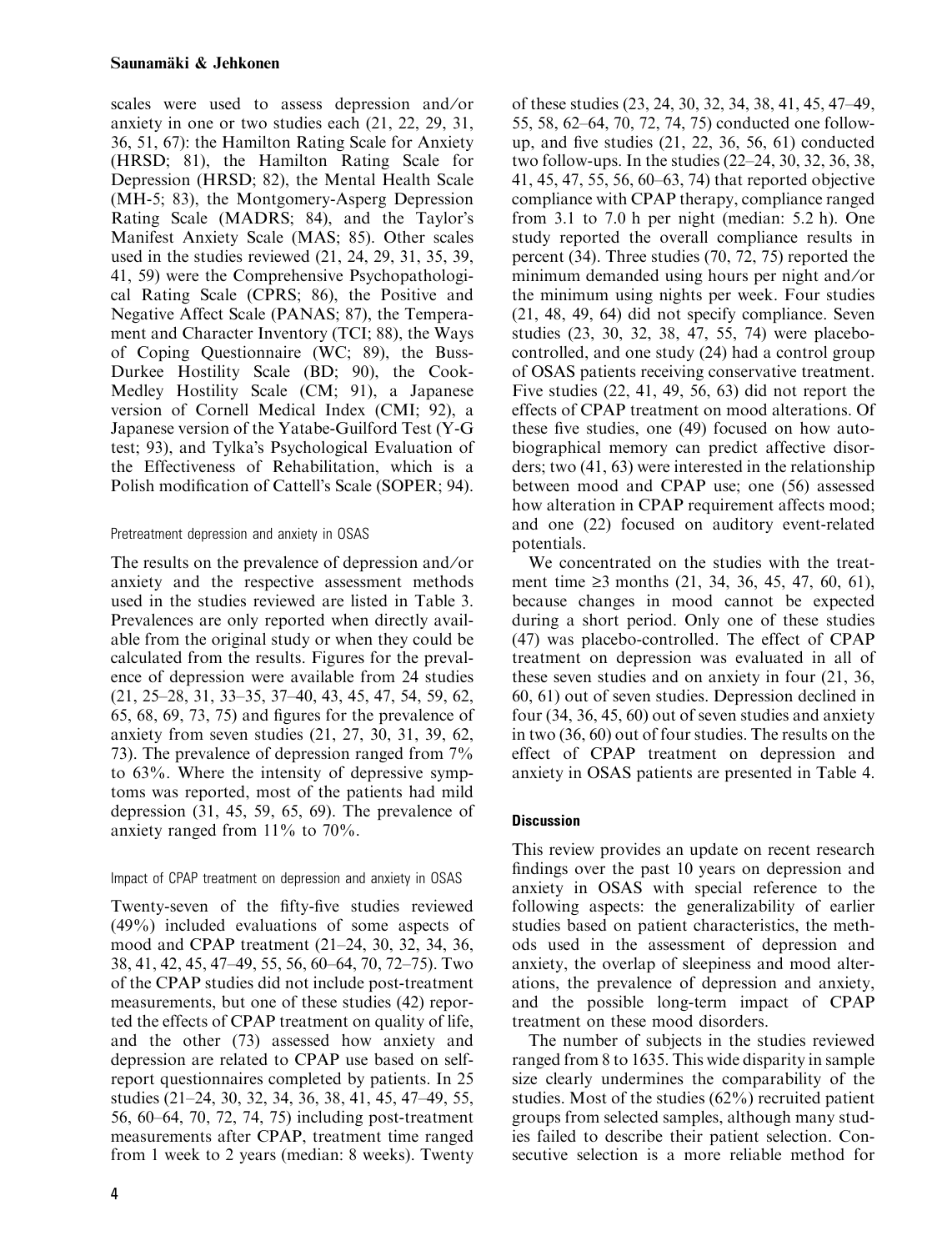scales were used to assess depression and/or anxiety in one or two studies each (21, 22, 29, 31, 36, 51, 67): the Hamilton Rating Scale for Anxiety (HRSD; 81), the Hamilton Rating Scale for Depression (HRSD; 82), the Mental Health Scale (MH-5; 83), the Montgomery-Asperg Depression Rating Scale (MADRS; 84), and the Taylor's Manifest Anxiety Scale (MAS; 85). Other scales used in the studies reviewed (21, 24, 29, 31, 35, 39, 41, 59) were the Comprehensive Psychopathological Rating Scale (CPRS; 86), the Positive and Negative Affect Scale (PANAS; 87), the Temperament and Character Inventory (TCI; 88), the Ways of Coping Questionnaire (WC; 89), the Buss-Durkee Hostility Scale (BD; 90), the Cook-Medley Hostility Scale (CM; 91), a Japanese version of Cornell Medical Index (CMI; 92), a Japanese version of the Yatabe-Guilford Test (Y-G test; 93), and Tylka's Psychological Evaluation of the Effectiveness of Rehabilitation, which is a Polish modification of Cattell's Scale (SOPER; 94).

### Pretreatment depression and anxiety in OSAS

The results on the prevalence of depression and/or anxiety and the respective assessment methods used in the studies reviewed are listed in Table 3. Prevalences are only reported when directly available from the original study or when they could be calculated from the results. Figures for the prevalence of depression were available from 24 studies (21, 25–28, 31, 33–35, 37–40, 43, 45, 47, 54, 59, 62, 65, 68, 69, 73, 75) and figures for the prevalence of anxiety from seven studies (21, 27, 30, 31, 39, 62, 73). The prevalence of depression ranged from 7% to 63%. Where the intensity of depressive symptoms was reported, most of the patients had mild depression (31, 45, 59, 65, 69). The prevalence of anxiety ranged from 11% to 70%.

### Impact of CPAP treatment on depression and anxiety in OSAS

Twenty-seven of the fifty-five studies reviewed (49%) included evaluations of some aspects of mood and CPAP treatment (21–24, 30, 32, 34, 36, 38, 41, 42, 45, 47–49, 55, 56, 60–64, 70, 72–75). Two of the CPAP studies did not include post-treatment measurements, but one of these studies (42) reported the effects of CPAP treatment on quality of life, and the other (73) assessed how anxiety and depression are related to CPAP use based on self-report questionnaires completed by patients. In 25 studies (21–24, 30, 32, 34, 36, 38, 41, 45, 47–49, 55, 56, 60–64, 70, 72, 74, 75) including post-treatment measurements after CPAP, treatment time ranged from 1 week to 2 years (median: 8 weeks). Twenty of these studies (23, 24, 30, 32, 34, 38, 41, 45, 47–49, 55, 58, 62–64, 70, 72, 74, 75) conducted one follow-up, and five studies (21, 22, 36, 56, 61) conducted two follow-ups. In the studies (22–24, 30, 32, 36, 38, 41, 45, 47, 55, 56, 60–63, 74) that reported objective compliance with CPAP therapy, compliance ranged from 3.1 to 7.0 h per night (median: 5.2 h). One study reported the overall compliance results in percent (34). Three studies (70, 72, 75) reported the minimum demanded using hours per night and/or the minimum using nights per week. Four studies (21, 48, 49, 64) did not specify compliance. Seven studies (23, 30, 32, 38, 47, 55, 74) were placebo-controlled, and one study (24) had a control group of OSAS patients receiving conservative treatment. Five studies (22, 41, 49, 56, 63) did not report the effects of CPAP treatment on mood alterations. Of these five studies, one (49) focused on how autobiographical memory can predict affective disorders; two (41, 63) were interested in the relationship between mood and CPAP use; one (56) assessed how alteration in CPAP requirement affects mood; and one (22) focused on auditory event-related potentials.

We concentrated on the studies with the treatment time ≥3 months (21, 34, 36, 45, 47, 60, 61), because changes in mood cannot be expected during a short period. Only one of these studies (47) was placebo-controlled. The effect of CPAP treatment on depression was evaluated in all of these seven studies and on anxiety in four (21, 36, 60, 61) out of seven studies. Depression declined in four (34, 36, 45, 60) out of seven studies and anxiety in two (36, 60) out of four studies. The results on the effect of CPAP treatment on depression and anxiety in OSAS patients are presented in Table 4.

## Discussion

This review provides an update on recent research findings over the past 10 years on depression and anxiety in OSAS with special reference to the following aspects: the generalizability of earlier studies based on patient characteristics, the methods used in the assessment of depression and anxiety, the overlap of sleepiness and mood alterations, the prevalence of depression and anxiety, and the possible long-term impact of CPAP treatment on these mood disorders.

The number of subjects in the studies reviewed ranged from 8 to 1635. This wide disparity in sample size clearly undermines the comparability of the studies. Most of the studies (62%) recruited patient groups from selected samples, although many studies failed to describe their patient selection. Consecutive selection is a more reliable method for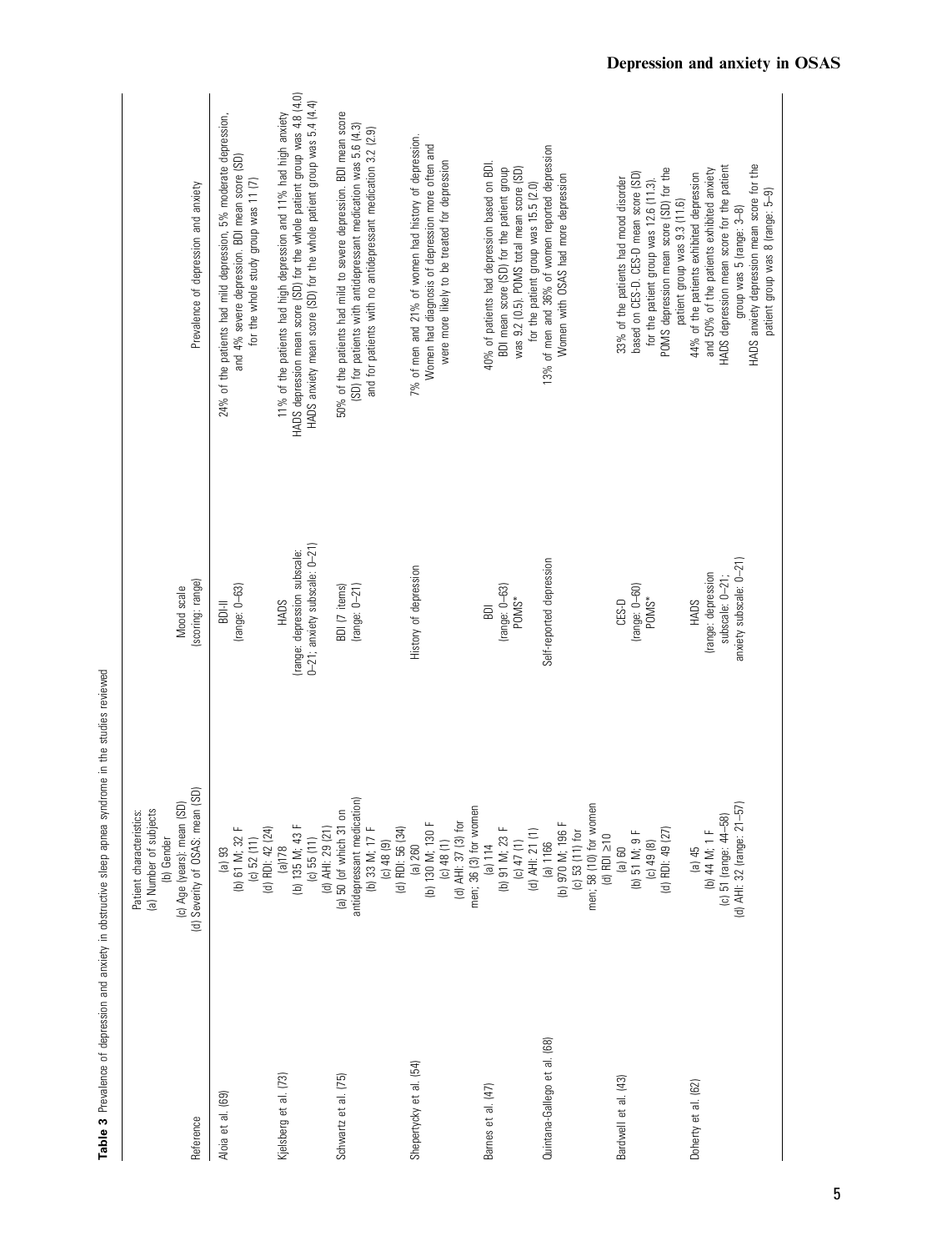**Table 3** Prevalence of depression and anxiety in obstructive sleep apnea syndrome in the studies reviewed

| Reference | Patient characteristics: (a) Number of subjects (b) Gender (c) Age (years): mean (SD) (d) Severity of OSAS: mean (SD) | Mood scale (scoring: range) | Prevalence of depression and anxiety |
|---|---|---|---|
| Aloia et al. (69) | (a) 93<br>(b) 61 M; 32 F<br>(c) 52 (11)<br>(d) RDI: 42 (24) | BDI-II<br>(range: 0–63) | 24% of the patients had mild depression, 5% moderate depression, and 4% severe depression. BDI mean score (SD) for the whole study group was 11 (7) |
| Kjelsberg et al. (73) | (a)178<br>(b) 135 M; 43 F<br>(c) 55 (11)<br>(d) AHI: 29 (21) | HADS<br>(range: depression subscale: 0–21; anxiety subscale: 0–21) | 11% of the patients had high depression and 11% had high anxiety<br>HADS depression mean score (SD) for the whole patient group was 4.8 (4.0)<br>HADS anxiety mean score (SD) for the whole patient group was 5.4 (4.4) |
| Schwartz et al. (75) | (a) 50 (of which 31 on antidepressant medication)<br>(b) 33 M; 17 F<br>(c) 48 (9)<br>(d) RDI: 56 (34) | BDI (7 items)<br>(range: 0–21) | 50% of the patients had mild to severe depression. BDI mean score (SD) for patients with antidepressant medication was 5.6 (4.3) and for patients with no antidepressant medication 3.2 (2.9) |
| Shepertycky et al. (54) | (a) 260<br>(b) 130 M; 130 F<br>(c) 48 (1)<br>(d) AHI: 37 (3) for men; 36 (3) for women | History of depression | 7% of men and 21% of women had history of depression. Women had diagnosis of depression more often and were more likely to be treated for depression |
| Barnes et al. (47) | (a) 114<br>(b) 91 M; 23 F<br>(c) 47 (1)<br>(d) AHI: 21 (1) | BDI<br>(range: 0–63)<br>POMS* | 40% of patients had depression based on BDI. BDI mean score (SD) for the patient group was 9.2 (0.5). POMS total mean score (SD) for the patient group was 15.5 (2.0) |
| Quintana-Gallego et al. (68) | (a) 1166<br>(b) 970 M; 196 F<br>(c) 53 (11) for men; 58 (10) for women<br>(d) RDI ≥10 | Self-reported depression | 13% of men and 36% of women reported depression<br>Women with OSAS had more depression |
| Bardwell et al. (43) | (a) 60<br>(b) 51 M; 9 F<br>(c) 49 (8)<br>(d) RDI: 49 (27) | CES-D<br>(range: 0–60)<br>POMS* | 33% of the patients had mood disorder based on CES-D. CES-D mean score (SD) for the patient group was 12.6 (11.3).<br>POMS depression mean score (SD) for the patient group was 9.3 (11.6) |
| Doherty et al. (62) | (a) 45<br>(b) 44 M; 1 F<br>(c) 51 (range: 44–58)<br>(d) AHI: 32 (range: 21–57) | HADS<br>(range: depression subscale: 0–21; anxiety subscale: 0–21) | 44% of the patients exhibited depression and 50% of the patients exhibited anxiety<br>HADS depression mean score for the patient group was 5 (range: 3–8)<br>HADS anxiety depression mean score for the patient group was 8 (range: 5–9) |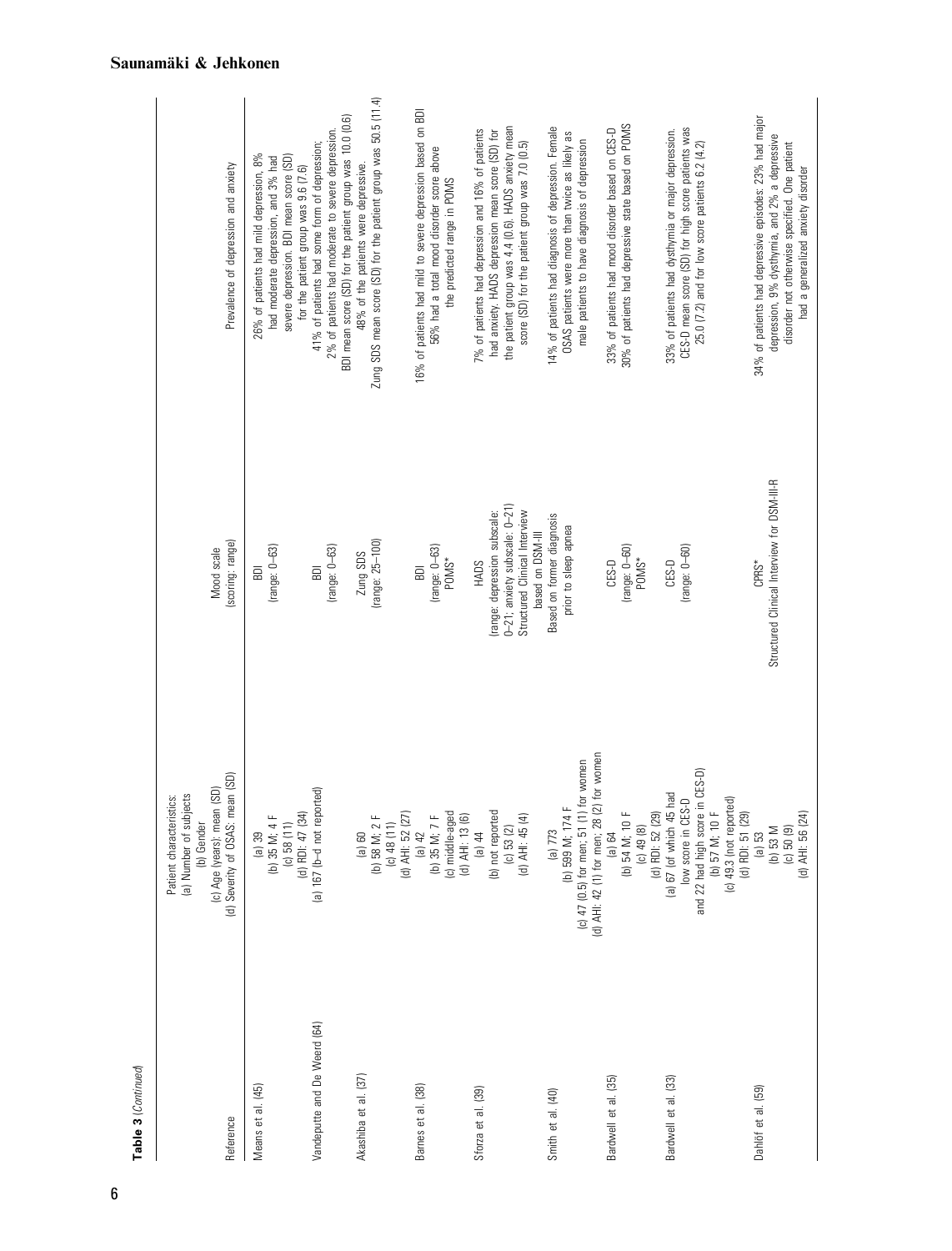**Table 3** (*Continued*)

| Reference | Patient characteristics: (a) Number of subjects (b) Gender (c) Age (years): mean (SD) (d) Severity of OSAS: mean (SD) | Mood scale (scoring: range) | Prevalence of depression and anxiety |
|---|---|---|---|
| Means et al. (45) | (a) 39 (b) 35 M; 4 F (c) 58 (11) (d) RDI: 47 (34) | BDI (range: 0–63) | 26% of patients had mild depression, 8% had moderate depression, and 3% had severe depression. BDI mean score (SD) for the patient group was 9.6 (7.6) |
| Vandeputte and De Weerd (64) | (a) 167 (b–d not reported) | BDI (range: 0–63) | 41% of patients had some form of depression; 2% of patients had moderate to severe depression. BDI mean score (SD) for the patient group was 10.0 (0.6) |
| Akashiba et al. (37) | (a) 60 (b) 58 M; 2 F (c) 48 (11) (d) AHI: 52 (27) | Zung SDS (range: 25–100) | 48% of the patients were depressive. Zung SDS mean score (SD) for the patient group was 50.5 (11.4) |
| Barnes et al. (38) | (a) 42 (b) 35 M; 7 F (c) middle-aged (d) AHI: 13 (6) | BDI (range: 0–63) POMS* | 16% of patients had mild to severe depression based on BDI 56% had a total mood disorder score above the predicted range in POMS |
| Sforza et al. (39) | (a) 44 (b) not reported (c) 53 (2) (d) AHI: 45 (4) | HADS (range: depression subscale: 0–21; anxiety subscale: 0–21) Structured Clinical Interview based on DSM-III | 7% of patients had depression and 16% of patients had anxiety. HADS depression mean score (SD) for the patient group was 4.4 (0.6). HADS anxiety mean score (SD) for the patient group was 7.0 (0.5) |
| Smith et al. (40) | (a) 773 (b) 599 M; 174 F (c) 47 (0.5) for men; 51 (1) for women (d) AHI: 42 (1) for men; 28 (2) for women | Based on former diagnosis prior to sleep apnea | 14% of patients had diagnosis of depression. Female OSAS patients were more than twice as likely as male patients to have diagnosis of depression |
| Bardwell et al. (35) | (a) 64 (b) 54 M; 10 F (c) 49 (8) (d) RDI: 52 (29) | CES-D (range: 0–60) POMS* | 33% of patients had mood disorder based on CES-D 30% of patients had depressive state based on POMS |
| Bardwell et al. (33) | (a) 67 (of which 45 had low score in CES-D and 22 had high score in CES-D) (b) 57 M; 10 F (c) 49.3 (not reported) (d) RDI: 51 (29) | CES-D (range: 0–60) | 33% of patients had dysthymia or major depression. CES-D mean score (SD) for high score patients was 25.0 (7.2) and for low score patients 6.2 (4.2) |
| Dahlöf et al. (59) | (a) 53 (b) 53 M (c) 50 (9) (d) AHI: 56 (24) | CPRS* Structured Clinical Interview for DSM-III-R | 34% of patients had depressive episodes: 23% had major depression, 9% dysthymia, and 2% a depressive disorder not otherwise specified. One patient had a generalized anxiety disorder |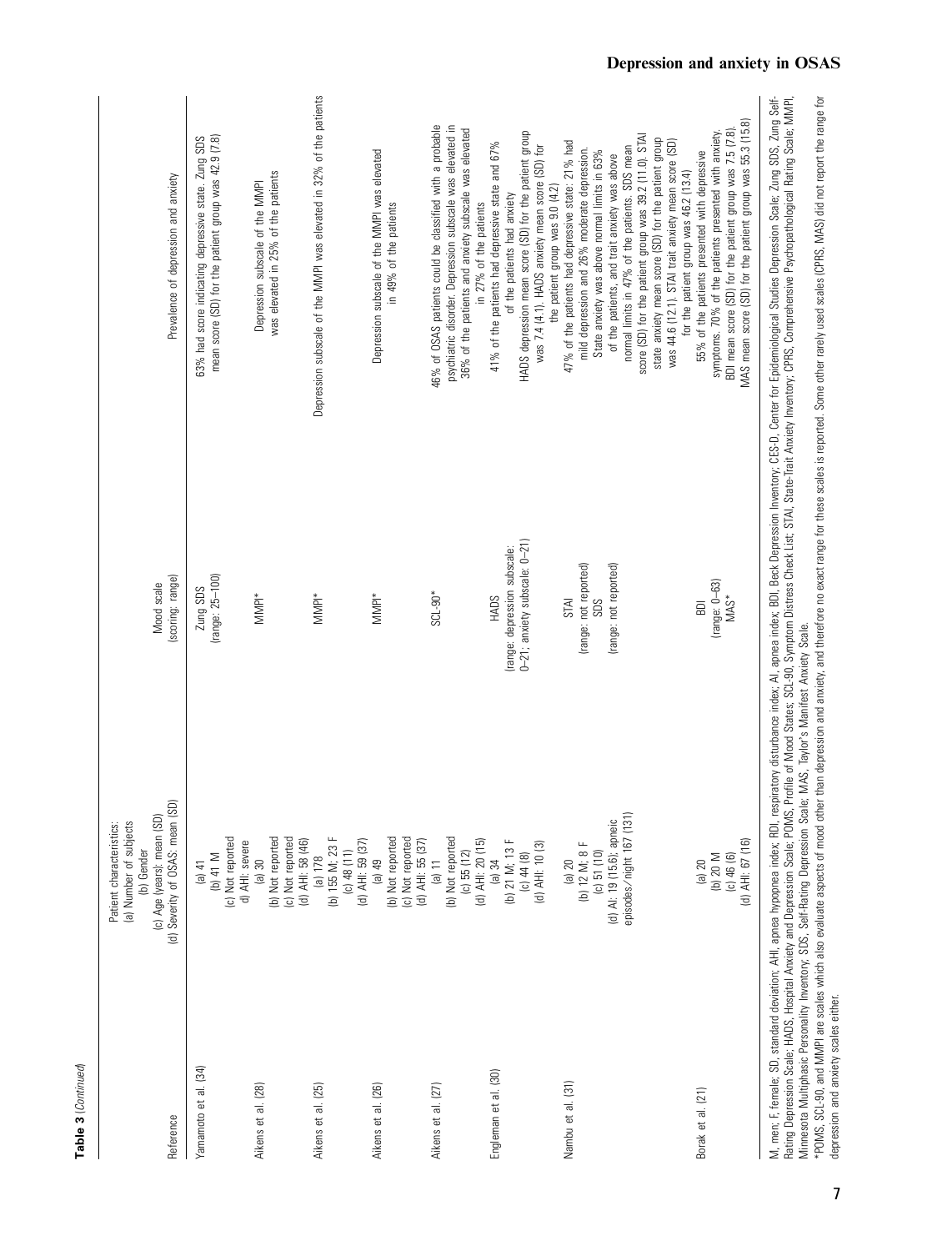**Table 3** (*Continued*)

| Reference | Patient characteristics: (a) Number of subjects (b) Gender (c) Age (years): mean (SD) (d) Severity of OSAS: mean (SD) | Mood scale (scoring; range) | Prevalence of depression and anxiety |
|---|---|---|---|
| Yamamoto et al. (34) | (a) 41<br>(b) 41 M<br>(c) Not reported<br>d) AHI: severe | Zung SDS (range: 25–100) | 63% had score indicating depressive state. Zung SDS mean score (SD) for the patient group was 42.9 (7.8) |
| Aikens et al. (28) | (a) 30<br>(b) Not reported<br>(c) Not reported<br>(d) AHI: 58 (46) | MMPI* | Depression subscale of the MMPI was elevated in 25% of the patients |
| Aikens et al. (25) | (a) 178<br>(b) 155 M; 23 F<br>(c) 48 (11)<br>(d) AHI: 59 (37) | MMPI* | Depression subscale of the MMPI was elevated in 32% of the patients |
| Aikens et al. (26) | (a) 49<br>(b) Not reported<br>(c) Not reported<br>(d) AHI: 55 (37) | MMPI* | Depression subscale of the MMPI was elevated in 49% of the patients |
| Aikens et al. (27) | (a) 11<br>(b) Not reported<br>(c) 55 (12)<br>(d) AHI: 20 (15) | SCL-90* | 46% of OSAS patients could be classified with a probable psychiatric disorder. Depression subscale was elevated in 36% of the patients and anxiety subscale was elevated in 27% of the patients |
| Engleman et al. (30) | (a) 34<br>(b) 21 M; 13 F<br>(c) 44 (8)<br>(d) AHI: 10 (3) | HADS (range: depression subscale: 0–21; anxiety subscale: 0–21) | 41% of the patients had depressive state and 67% of the patients had anxiety<br>HADS depression mean score (SD) for the patient group was 7.4 (4.1). HADS anxiety mean score (SD) for the patient group was 9.0 (4.2) |
| Nambu et al. (31) | (a) 20<br>(b) 12 M; 8 F<br>(c) 51 (10)<br>(d) AI: 19 (15.6); apneic episodes/night 167 (131) | STAI (range: not reported)<br>SDS (range: not reported) | 47% of the patients had depressive state: 21% had mild depression and 26% moderate depression. State anxiety was above normal limits in 63% of the patients, and trait anxiety was above normal limits in 47% of the patients. SDS mean score (SD) for the patient group was 39.2 (11.0). STAI state anxiety mean score (SD) for the patient group was 44.6 (12.1). STAI trait anxiety mean score (SD) for the patient group was 46.2 (13.4) |
| Borak et al. (21) | (a) 20<br>(b) 20 M<br>(c) 46 (6)<br>(d) AHI: 67 (16) | BDI (range: 0–63)<br>MAS* | 55% of the patients presented with depressive symptoms. 70% of the patients presented with anxiety. BDI mean score (SD) for the patient group was 7.5 (7.8). MAS mean score (SD) for the patient group was 55.3 (15.8) |

M, men; F, female; SD, standard deviation; AHI, apnea hypopnea index; RDI, respiratory disturbance index; AI, apnea index; BDI, Beck Depression Inventory; CES-D, Center for Epidemiological Studies Depression Scale; Zung SDS, Zung Self-Rating Depression Scale; HADS, Hospital Anxiety and Depression Scale; POMS, Profile of Mood States; SCL-90, Symptom Distress Check List; STAI, State-Trait Anxiety Inventory; CPRS, Comprehensive Psychopathological Rating Scale; MMPI, Minnesota Multiphasic Personality Inventory; SDS, Self-Rating Depression Scale; MAS, Taylor's Manifest Anxiety Scale.

*POMS, SCL-90, and MMPI are scales which also evaluate aspects of mood other than depression and anxiety, and therefore no exact range for these scales is reported. Some other rarely used scales (CPRS, MAS) did not report the range for depression and anxiety scales either.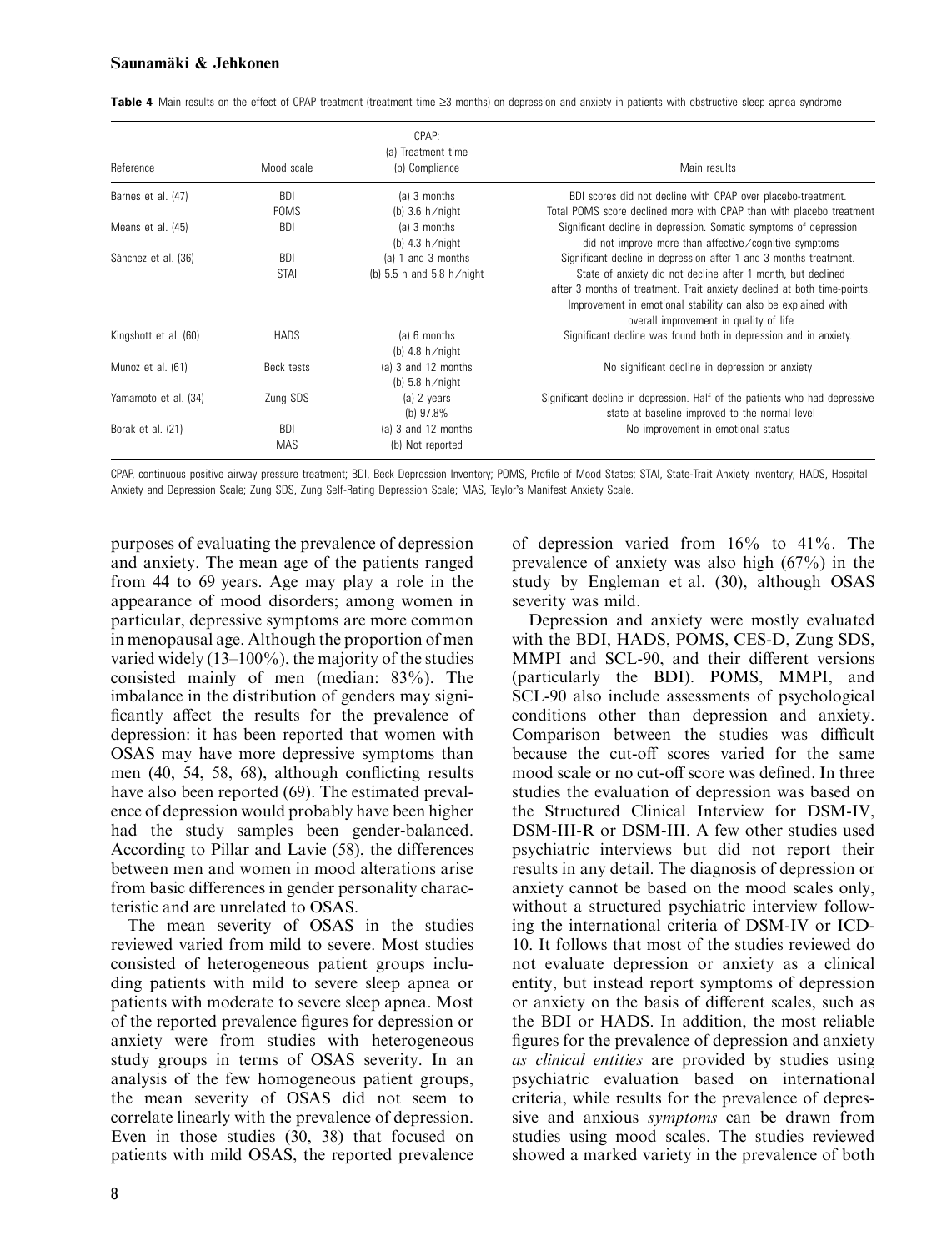**Table 4** Main results on the effect of CPAP treatment (treatment time ≥3 months) on depression and anxiety in patients with obstructive sleep apnea syndrome

| Reference | Mood scale | CPAP: (a) Treatment time (b) Compliance | Main results |
|---|---|---|---|
| Barnes et al. (47) | BDI<br>POMS | (a) 3 months<br>(b) 3.6 h/night | BDI scores did not decline with CPAP over placebo-treatment.<br>Total POMS score declined more with CPAP than with placebo treatment |
| Means et al. (45) | BDI | (a) 3 months<br>(b) 4.3 h/night | Significant decline in depression. Somatic symptoms of depression did not improve more than affective/cognitive symptoms |
| Sánchez et al. (36) | BDI<br>STAI | (a) 1 and 3 months<br>(b) 5.5 h and 5.8 h/night | Significant decline in depression after 1 and 3 months treatment.<br>State of anxiety did not decline after 1 month, but declined after 3 months of treatment. Trait anxiety declined at both time-points. Improvement in emotional stability can also be explained with overall improvement in quality of life |
| Kingshott et al. (60) | HADS | (a) 6 months<br>(b) 4.8 h/night | Significant decline was found both in depression and in anxiety. |
| Munoz et al. (61) | Beck tests | (a) 3 and 12 months<br>(b) 5.8 h/night | No significant decline in depression or anxiety |
| Yamamoto et al. (34) | Zung SDS | (a) 2 years<br>(b) 97.8% | Significant decline in depression. Half of the patients who had depressive state at baseline improved to the normal level |
| Borak et al. (21) | BDI<br>MAS | (a) 3 and 12 months<br>(b) Not reported | No improvement in emotional status |

CPAP, continuous positive airway pressure treatment; BDI, Beck Depression Inventory; POMS, Profile of Mood States; STAI, State-Trait Anxiety Inventory; HADS, Hospital Anxiety and Depression Scale; Zung SDS, Zung Self-Rating Depression Scale; MAS, Taylor's Manifest Anxiety Scale.

purposes of evaluating the prevalence of depression and anxiety. The mean age of the patients ranged from 44 to 69 years. Age may play a role in the appearance of mood disorders; among women in particular, depressive symptoms are more common in menopausal age. Although the proportion of men varied widely (13–100%), the majority of the studies consisted mainly of men (median: 83%). The imbalance in the distribution of genders may significantly affect the results for the prevalence of depression: it has been reported that women with OSAS may have more depressive symptoms than men (40, 54, 58, 68), although conflicting results have also been reported (69). The estimated prevalence of depression would probably have been higher had the study samples been gender-balanced. According to Pillar and Lavie (58), the differences between men and women in mood alterations arise from basic differences in gender personality characteristic and are unrelated to OSAS.

The mean severity of OSAS in the studies reviewed varied from mild to severe. Most studies consisted of heterogeneous patient groups including patients with mild to severe sleep apnea or patients with moderate to severe sleep apnea. Most of the reported prevalence figures for depression or anxiety were from studies with heterogeneous study groups in terms of OSAS severity. In an analysis of the few homogeneous patient groups, the mean severity of OSAS did not seem to correlate linearly with the prevalence of depression. Even in those studies (30, 38) that focused on patients with mild OSAS, the reported prevalence of depression varied from 16% to 41%. The prevalence of anxiety was also high (67%) in the study by Engleman et al. (30), although OSAS severity was mild.

Depression and anxiety were mostly evaluated with the BDI, HADS, POMS, CES-D, Zung SDS, MMPI and SCL-90, and their different versions (particularly the BDI). POMS, MMPI, and SCL-90 also include assessments of psychological conditions other than depression and anxiety. Comparison between the studies was difficult because the cut-off scores varied for the same mood scale or no cut-off score was defined. In three studies the evaluation of depression was based on the Structured Clinical Interview for DSM-IV, DSM-III-R or DSM-III. A few other studies used psychiatric interviews but did not report their results in any detail. The diagnosis of depression or anxiety cannot be based on the mood scales only, without a structured psychiatric interview following the international criteria of DSM-IV or ICD-10. It follows that most of the studies reviewed do not evaluate depression or anxiety as a clinical entity, but instead report symptoms of depression or anxiety on the basis of different scales, such as the BDI or HADS. In addition, the most reliable figures for the prevalence of depression and anxiety *as clinical entities* are provided by studies using psychiatric evaluation based on international criteria, while results for the prevalence of depressive and anxious *symptoms* can be drawn from studies using mood scales. The studies reviewed showed a marked variety in the prevalence of both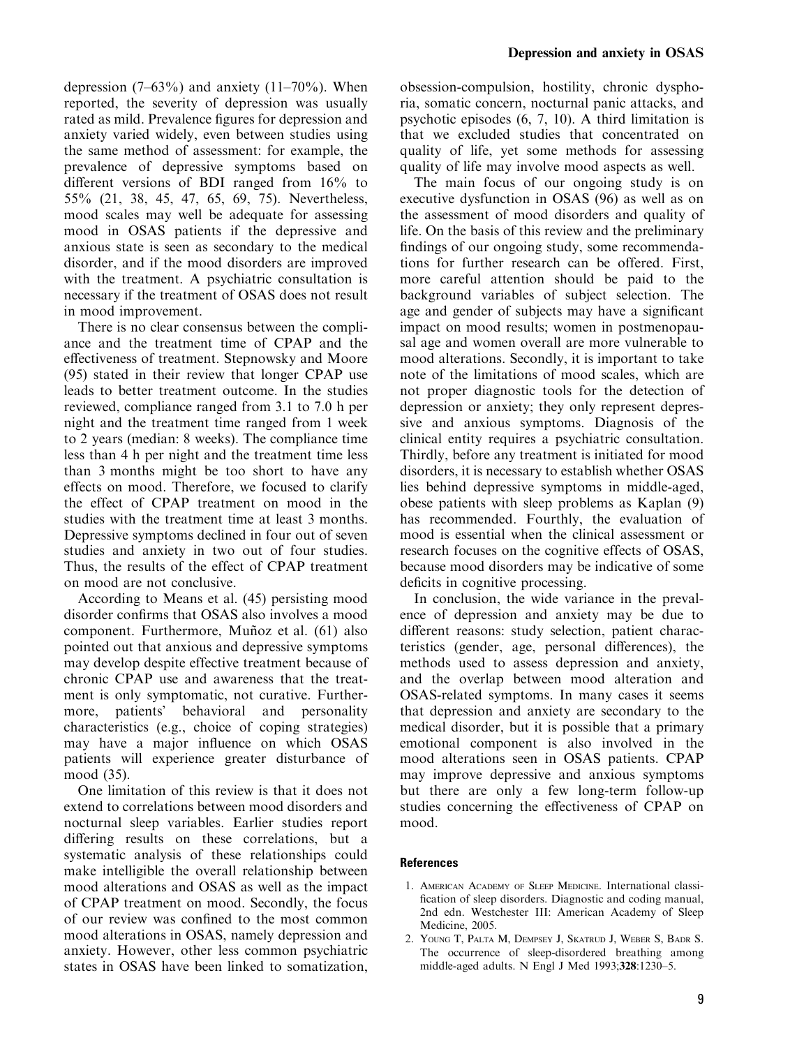depression (7–63%) and anxiety (11–70%). When reported, the severity of depression was usually rated as mild. Prevalence figures for depression and anxiety varied widely, even between studies using the same method of assessment: for example, the prevalence of depressive symptoms based on different versions of BDI ranged from 16% to 55% (21, 38, 45, 47, 65, 69, 75). Nevertheless, mood scales may well be adequate for assessing mood in OSAS patients if the depressive and anxious state is seen as secondary to the medical disorder, and if the mood disorders are improved with the treatment. A psychiatric consultation is necessary if the treatment of OSAS does not result in mood improvement.

There is no clear consensus between the compliance and the treatment time of CPAP and the effectiveness of treatment. Stepnowsky and Moore (95) stated in their review that longer CPAP use leads to better treatment outcome. In the studies reviewed, compliance ranged from 3.1 to 7.0 h per night and the treatment time ranged from 1 week to 2 years (median: 8 weeks). The compliance time less than 4 h per night and the treatment time less than 3 months might be too short to have any effects on mood. Therefore, we focused to clarify the effect of CPAP treatment on mood in the studies with the treatment time at least 3 months. Depressive symptoms declined in four out of seven studies and anxiety in two out of four studies. Thus, the results of the effect of CPAP treatment on mood are not conclusive.

According to Means et al. (45) persisting mood disorder confirms that OSAS also involves a mood component. Furthermore, Muñoz et al. (61) also pointed out that anxious and depressive symptoms may develop despite effective treatment because of chronic CPAP use and awareness that the treatment is only symptomatic, not curative. Furthermore, patients' behavioral and personality characteristics (e.g., choice of coping strategies) may have a major influence on which OSAS patients will experience greater disturbance of mood (35).

One limitation of this review is that it does not extend to correlations between mood disorders and nocturnal sleep variables. Earlier studies report differing results on these correlations, but a systematic analysis of these relationships could make intelligible the overall relationship between mood alterations and OSAS as well as the impact of CPAP treatment on mood. Secondly, the focus of our review was confined to the most common mood alterations in OSAS, namely depression and anxiety. However, other less common psychiatric states in OSAS have been linked to somatization, obsession-compulsion, hostility, chronic dysphoria, somatic concern, nocturnal panic attacks, and psychotic episodes (6, 7, 10). A third limitation is that we excluded studies that concentrated on quality of life, yet some methods for assessing quality of life may involve mood aspects as well.

The main focus of our ongoing study is on executive dysfunction in OSAS (96) as well as on the assessment of mood disorders and quality of life. On the basis of this review and the preliminary findings of our ongoing study, some recommendations for further research can be offered. First, more careful attention should be paid to the background variables of subject selection. The age and gender of subjects may have a significant impact on mood results; women in postmenopausal age and women overall are more vulnerable to mood alterations. Secondly, it is important to take note of the limitations of mood scales, which are not proper diagnostic tools for the detection of depression or anxiety; they only represent depressive and anxious symptoms. Diagnosis of the clinical entity requires a psychiatric consultation. Thirdly, before any treatment is initiated for mood disorders, it is necessary to establish whether OSAS lies behind depressive symptoms in middle-aged, obese patients with sleep problems as Kaplan (9) has recommended. Fourthly, the evaluation of mood is essential when the clinical assessment or research focuses on the cognitive effects of OSAS, because mood disorders may be indicative of some deficits in cognitive processing.

In conclusion, the wide variance in the prevalence of depression and anxiety may be due to different reasons: study selection, patient characteristics (gender, age, personal differences), the methods used to assess depression and anxiety, and the overlap between mood alteration and OSAS-related symptoms. In many cases it seems that depression and anxiety are secondary to the medical disorder, but it is possible that a primary emotional component is also involved in the mood alterations seen in OSAS patients. CPAP may improve depressive and anxious symptoms but there are only a few long-term follow-up studies concerning the effectiveness of CPAP on mood.

## References

1. American Academy of Sleep Medicine. International classification of sleep disorders. Diagnostic and coding manual, 2nd edn. Westchester III: American Academy of Sleep Medicine, 2005.
2. Young T, Palta M, Dempsey J, Skatrud J, Weber S, Badr S. The occurrence of sleep-disordered breathing among middle-aged adults. N Engl J Med 1993;**328**:1230–5.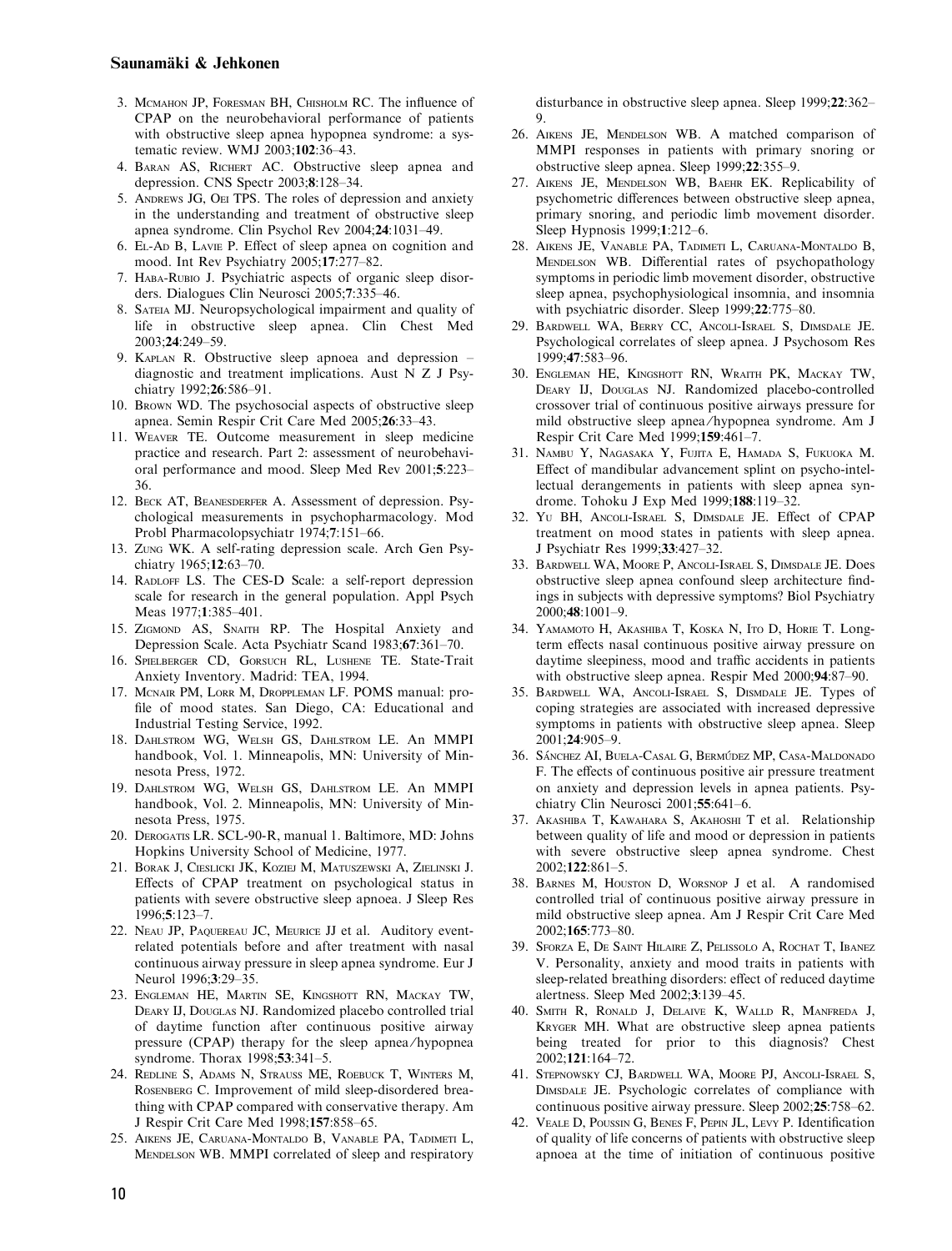3. McMahon JP, Foresman BH, Chisholm RC. The influence of CPAP on the neurobehavioral performance of patients with obstructive sleep apnea hypopnea syndrome: a systematic review. WMJ 2003;**102**:36–43.
4. Baran AS, Richert AC. Obstructive sleep apnea and depression. CNS Spectr 2003;**8**:128–34.
5. Andrews JG, Oei TPS. The roles of depression and anxiety in the understanding and treatment of obstructive sleep apnea syndrome. Clin Psychol Rev 2004;**24**:1031–49.
6. El-Ad B, Lavie P. Effect of sleep apnea on cognition and mood. Int Rev Psychiatry 2005;**17**:277–82.
7. Haba-Rubio J. Psychiatric aspects of organic sleep disorders. Dialogues Clin Neurosci 2005;**7**:335–46.
8. Sateia MJ. Neuropsychological impairment and quality of life in obstructive sleep apnea. Clin Chest Med 2003;**24**:249–59.
9. Kaplan R. Obstructive sleep apnoea and depression – diagnostic and treatment implications. Aust N Z J Psychiatry 1992;**26**:586–91.
10. Brown WD. The psychosocial aspects of obstructive sleep apnea. Semin Respir Crit Care Med 2005;**26**:33–43.
11. Weaver TE. Outcome measurement in sleep medicine practice and research. Part 2: assessment of neurobehavioral performance and mood. Sleep Med Rev 2001;**5**:223–36.
12. Beck AT, Beanesderfer A. Assessment of depression. Psychological measurements in psychopharmacology. Mod Probl Pharmacolopsychiatr 1974;**7**:151–66.
13. Zung WK. A self-rating depression scale. Arch Gen Psychiatry 1965;**12**:63–70.
14. Radloff LS. The CES-D Scale: a self-report depression scale for research in the general population. Appl Psych Meas 1977;**1**:385–401.
15. Zigmond AS, Snaith RP. The Hospital Anxiety and Depression Scale. Acta Psychiatr Scand 1983;**67**:361–70.
16. Spielberger CD, Gorsuch RL, Lushene TE. State-Trait Anxiety Inventory. Madrid: TEA, 1994.
17. Mcnair PM, Lorr M, Droppleman LF. POMS manual: profile of mood states. San Diego, CA: Educational and Industrial Testing Service, 1992.
18. Dahlstrom WG, Welsh GS, Dahlstrom LE. An MMPI handbook, Vol. 1. Minneapolis, MN: University of Minnesota Press, 1972.
19. Dahlstrom WG, Welsh GS, Dahlstrom LE. An MMPI handbook, Vol. 2. Minneapolis, MN: University of Minnesota Press, 1975.
20. Derogatis LR. SCL-90-R, manual 1. Baltimore, MD: Johns Hopkins University School of Medicine, 1977.
21. Borak J, Cieslicki JK, Koziej M, Matuszewski A, Zielinski J. Effects of CPAP treatment on psychological status in patients with severe obstructive sleep apnoea. J Sleep Res 1996;**5**:123–7.
22. Neau JP, Paquereau JC, Meurice JJ et al. Auditory event-related potentials before and after treatment with nasal continuous airway pressure in sleep apnea syndrome. Eur J Neurol 1996;**3**:29–35.
23. Engleman HE, Martin SE, Kingshott RN, Mackay TW, Deary IJ, Douglas NJ. Randomized placebo controlled trial of daytime function after continuous positive airway pressure (CPAP) therapy for the sleep apnea/hypopnea syndrome. Thorax 1998;**53**:341–5.
24. Redline S, Adams N, Strauss ME, Roebuck T, Winters M, Rosenberg C. Improvement of mild sleep-disordered breathing with CPAP compared with conservative therapy. Am J Respir Crit Care Med 1998;**157**:858–65.
25. Aikens JE, Caruana-Montaldo B, Vanable PA, Tadimeti L, Mendelson WB. MMPI correlated of sleep and respiratory disturbance in obstructive sleep apnea. Sleep 1999;**22**:362–9.
26. Aikens JE, Mendelson WB. A matched comparison of MMPI responses in patients with primary snoring or obstructive sleep apnea. Sleep 1999;**22**:355–9.
27. Aikens JE, Mendelson WB, Baehr EK. Replicability of psychometric differences between obstructive sleep apnea, primary snoring, and periodic limb movement disorder. Sleep Hypnosis 1999;**1**:212–6.
28. Aikens JE, Vanable PA, Tadimeti L, Caruana-Montaldo B, Mendelson WB. Differential rates of psychopathology symptoms in periodic limb movement disorder, obstructive sleep apnea, psychophysiological insomnia, and insomnia with psychiatric disorder. Sleep 1999;**22**:775–80.
29. Bardwell WA, Berry CC, Ancoli-Israel S, Dimsdale JE. Psychological correlates of sleep apnea. J Psychosom Res 1999;**47**:583–96.
30. Engleman HE, Kingshott RN, Wraith PK, Mackay TW, Deary IJ, Douglas NJ. Randomized placebo-controlled crossover trial of continuous positive airways pressure for mild obstructive sleep apnea/hypopnea syndrome. Am J Respir Crit Care Med 1999;**159**:461–7.
31. Nambu Y, Nagasaka Y, Fujita E, Hamada S, Fukuoka M. Effect of mandibular advancement splint on psycho-intellectual derangements in patients with sleep apnea syndrome. Tohoku J Exp Med 1999;**188**:119–32.
32. Yu BH, Ancoli-Israel S, Dimsdale JE. Effect of CPAP treatment on mood states in patients with sleep apnea. J Psychiatr Res 1999;**33**:427–32.
33. Bardwell WA, Moore P, Ancoli-Israel S, Dimsdale JE. Does obstructive sleep apnea confound sleep architecture findings in subjects with depressive symptoms? Biol Psychiatry 2000;**48**:1001–9.
34. Yamamoto H, Akashiba T, Koska N, Ito D, Horie T. Long-term effects nasal continuous positive airway pressure on daytime sleepiness, mood and traffic accidents in patients with obstructive sleep apnea. Respir Med 2000;**94**:87–90.
35. Bardwell WA, Ancoli-Israel S, Dismdale JE. Types of coping strategies are associated with increased depressive symptoms in patients with obstructive sleep apnea. Sleep 2001;**24**:905–9.
36. Sánchez AI, Buela-Casal G, Bermúdez MP, Casa-Maldonado F. The effects of continuous positive air pressure treatment on anxiety and depression levels in apnea patients. Psychiatry Clin Neurosci 2001;**55**:641–6.
37. Akashiba T, Kawahara S, Akahoshi T et al. Relationship between quality of life and mood or depression in patients with severe obstructive sleep apnea syndrome. Chest 2002;**122**:861–5.
38. Barnes M, Houston D, Worsnop J et al. A randomised controlled trial of continuous positive airway pressure in mild obstructive sleep apnea. Am J Respir Crit Care Med 2002;**165**:773–80.
39. Sforza E, De Saint Hilaire Z, Pelissolo A, Rochat T, Ibanez V. Personality, anxiety and mood traits in patients with sleep-related breathing disorders: effect of reduced daytime alertness. Sleep Med 2002;**3**:139–45.
40. Smith R, Ronald J, Delaive K, Walld R, Manfreda J, Kryger MH. What are obstructive sleep apnea patients being treated for prior to this diagnosis? Chest 2002;**121**:164–72.
41. Stepnowsky CJ, Bardwell WA, Moore PJ, Ancoli-Israel S, Dimsdale JE. Psychologic correlates of compliance with continuous positive airway pressure. Sleep 2002;**25**:758–62.
42. Veale D, Poussin G, Benes F, Pepin JL, Levy P. Identification of quality of life concerns of patients with obstructive sleep apnoea at the time of initiation of continuous positive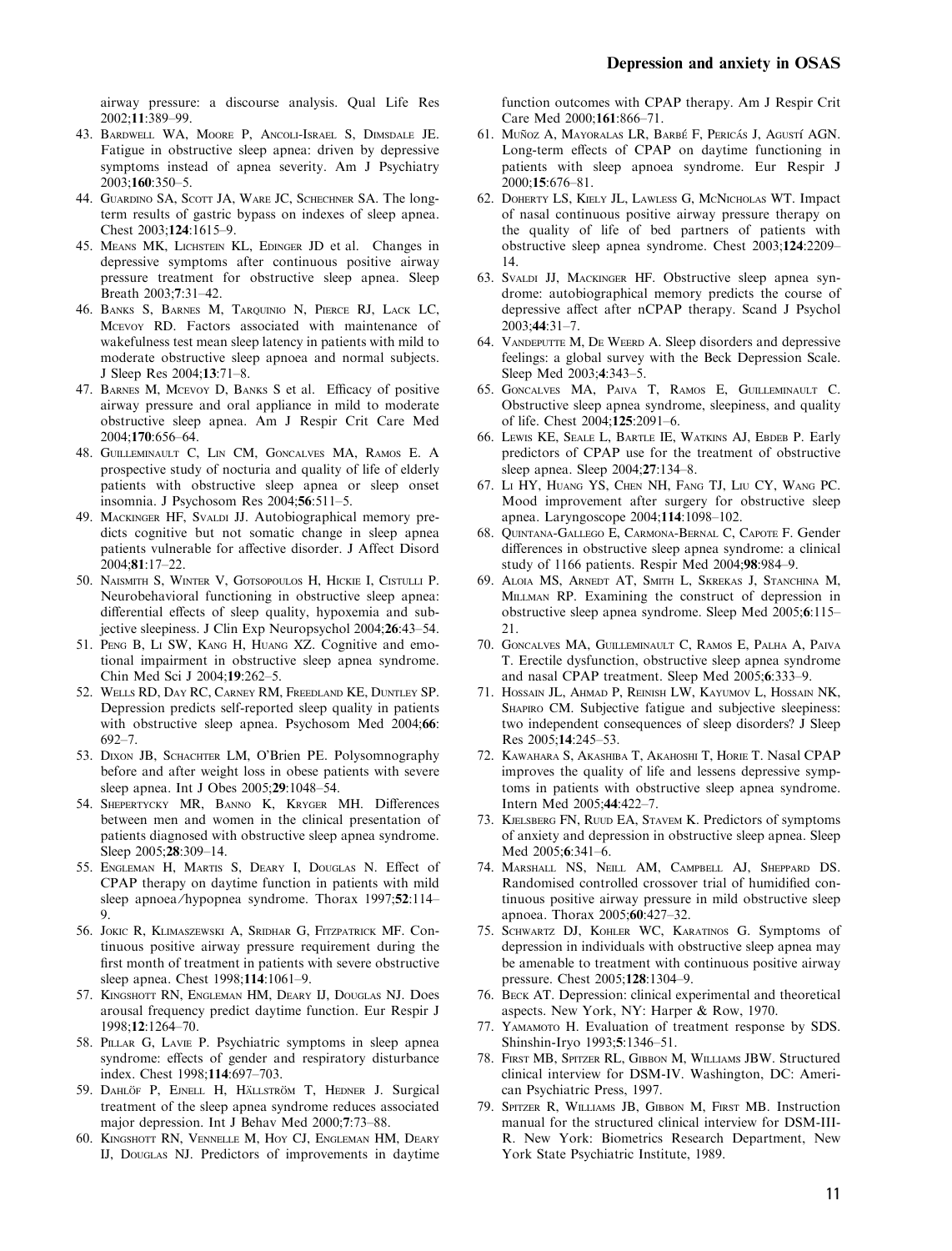airway pressure: a discourse analysis. Qual Life Res 2002;**11**:389–99.

43. Bardwell WA, Moore P, Ancoli-Israel S, Dimsdale JE. Fatigue in obstructive sleep apnea: driven by depressive symptoms instead of apnea severity. Am J Psychiatry 2003;**160**:350–5.
44. Guardino SA, Scott JA, Ware JC, Schechner SA. The long-term results of gastric bypass on indexes of sleep apnea. Chest 2003;**124**:1615–9.
45. Means MK, Lichstein KL, Edinger JD et al. Changes in depressive symptoms after continuous positive airway pressure treatment for obstructive sleep apnea. Sleep Breath 2003;**7**:31–42.
46. Banks S, Barnes M, Tarquinio N, Pierce RJ, Lack LC, Mcevoy RD. Factors associated with maintenance of wakefulness test mean sleep latency in patients with mild to moderate obstructive sleep apnoea and normal subjects. J Sleep Res 2004;**13**:71–8.
47. Barnes M, Mcevoy D, Banks S et al. Efficacy of positive airway pressure and oral appliance in mild to moderate obstructive sleep apnea. Am J Respir Crit Care Med 2004;**170**:656–64.
48. Guilleminault C, Lin CM, Goncalves MA, Ramos E. A prospective study of nocturia and quality of life of elderly patients with obstructive sleep apnea or sleep onset insomnia. J Psychosom Res 2004;**56**:511–5.
49. Mackinger HF, Svaldi JJ. Autobiographical memory predicts cognitive but not somatic change in sleep apnea patients vulnerable for affective disorder. J Affect Disord 2004;**81**:17–22.
50. Naismith S, Winter V, Gotsopoulos H, Hickie I, Cistulli P. Neurobehavioral functioning in obstructive sleep apnea: differential effects of sleep quality, hypoxemia and subjective sleepiness. J Clin Exp Neuropsychol 2004;**26**:43–54.
51. Peng B, Li SW, Kang H, Huang XZ. Cognitive and emotional impairment in obstructive sleep apnea syndrome. Chin Med Sci J 2004;**19**:262–5.
52. Wells RD, Day RC, Carney RM, Freedland KE, Duntley SP. Depression predicts self-reported sleep quality in patients with obstructive sleep apnea. Psychosom Med 2004;**66**: 692–7.
53. Dixon JB, Schachter LM, O'Brien PE. Polysomnography before and after weight loss in obese patients with severe sleep apnea. Int J Obes 2005;**29**:1048–54.
54. Shepertycky MR, Banno K, Kryger MH. Differences between men and women in the clinical presentation of patients diagnosed with obstructive sleep apnea syndrome. Sleep 2005;**28**:309–14.
55. Engleman H, Martis S, Deary I, Douglas N. Effect of CPAP therapy on daytime function in patients with mild sleep apnoea/hypopnea syndrome. Thorax 1997;**52**:114–9.
56. Jokic R, Klimaszewski A, Sridhar G, Fitzpatrick MF. Continuous positive airway pressure requirement during the first month of treatment in patients with severe obstructive sleep apnea. Chest 1998;**114**:1061–9.
57. Kingshott RN, Engleman HM, Deary IJ, Douglas NJ. Does arousal frequency predict daytime function. Eur Respir J 1998;**12**:1264–70.
58. Pillar G, Lavie P. Psychiatric symptoms in sleep apnea syndrome: effects of gender and respiratory disturbance index. Chest 1998;**114**:697–703.
59. Dahlöf P, Ejnell H, Hällström T, Hedner J. Surgical treatment of the sleep apnea syndrome reduces associated major depression. Int J Behav Med 2000;**7**:73–88.
60. Kingshott RN, Vennelle M, Hoy CJ, Engleman HM, Deary IJ, Douglas NJ. Predictors of improvements in daytime function outcomes with CPAP therapy. Am J Respir Crit Care Med 2000;**161**:866–71.
61. Muñoz A, Mayoralas LR, Barbé F, Pericás J, Agustí AGN. Long-term effects of CPAP on daytime functioning in patients with sleep apnoea syndrome. Eur Respir J 2000;**15**:676–81.
62. Doherty LS, Kiely JL, Lawless G, McNicholas WT. Impact of nasal continuous positive airway pressure therapy on the quality of life of bed partners of patients with obstructive sleep apnea syndrome. Chest 2003;**124**:2209–14.
63. Svaldi JJ, Mackinger HF. Obstructive sleep apnea syndrome: autobiographical memory predicts the course of depressive affect after nCPAP therapy. Scand J Psychol 2003;**44**:31–7.
64. Vandeputte M, De Weerd A. Sleep disorders and depressive feelings: a global survey with the Beck Depression Scale. Sleep Med 2003;**4**:343–5.
65. Goncalves MA, Paiva T, Ramos E, Guilleminault C. Obstructive sleep apnea syndrome, sleepiness, and quality of life. Chest 2004;**125**:2091–6.
66. Lewis KE, Seale L, Bartle IE, Watkins AJ, Ebdeb P. Early predictors of CPAP use for the treatment of obstructive sleep apnea. Sleep 2004;**27**:134–8.
67. Li HY, Huang YS, Chen NH, Fang TJ, Liu CY, Wang PC. Mood improvement after surgery for obstructive sleep apnea. Laryngoscope 2004;**114**:1098–102.
68. Quintana-Gallego E, Carmona-Bernal C, Capote F. Gender differences in obstructive sleep apnea syndrome: a clinical study of 1166 patients. Respir Med 2004;**98**:984–9.
69. Aloia MS, Arnedt AT, Smith L, Skrekas J, Stanchina M, Millman RP. Examining the construct of depression in obstructive sleep apnea syndrome. Sleep Med 2005;**6**:115–21.
70. Goncalves MA, Guilleminault C, Ramos E, Palha A, Paiva T. Erectile dysfunction, obstructive sleep apnea syndrome and nasal CPAP treatment. Sleep Med 2005;**6**:333–9.
71. Hossain JL, Ahmad P, Reinish LW, Kayumov L, Hossain NK, Shapiro CM. Subjective fatigue and subjective sleepiness: two independent consequences of sleep disorders? J Sleep Res 2005;**14**:245–53.
72. Kawahara S, Akashiba T, Akahoshi T, Horie T. Nasal CPAP improves the quality of life and lessens depressive symptoms in patients with obstructive sleep apnea syndrome. Intern Med 2005;**44**:422–7.
73. Kjelsberg FN, Ruud EA, Stavem K. Predictors of symptoms of anxiety and depression in obstructive sleep apnea. Sleep Med 2005;**6**:341–6.
74. Marshall NS, Neill AM, Campbell AJ, Sheppard DS. Randomised controlled crossover trial of humidified continuous positive airway pressure in mild obstructive sleep apnoea. Thorax 2005;**60**:427–32.
75. Schwartz DJ, Kohler WC, Karatinos G. Symptoms of depression in individuals with obstructive sleep apnea may be amenable to treatment with continuous positive airway pressure. Chest 2005;**128**:1304–9.
76. Beck AT. Depression: clinical experimental and theoretical aspects. New York, NY: Harper & Row, 1970.
77. Yamamoto H. Evaluation of treatment response by SDS. Shinshin-Iryo 1993;**5**:1346–51.
78. First MB, Spitzer RL, Gibbon M, Williams JBW. Structured clinical interview for DSM-IV. Washington, DC: American Psychiatric Press, 1997.
79. Spitzer R, Williams JB, Gibbon M, First MB. Instruction manual for the structured clinical interview for DSM-III-R. New York: Biometrics Research Department, New York State Psychiatric Institute, 1989.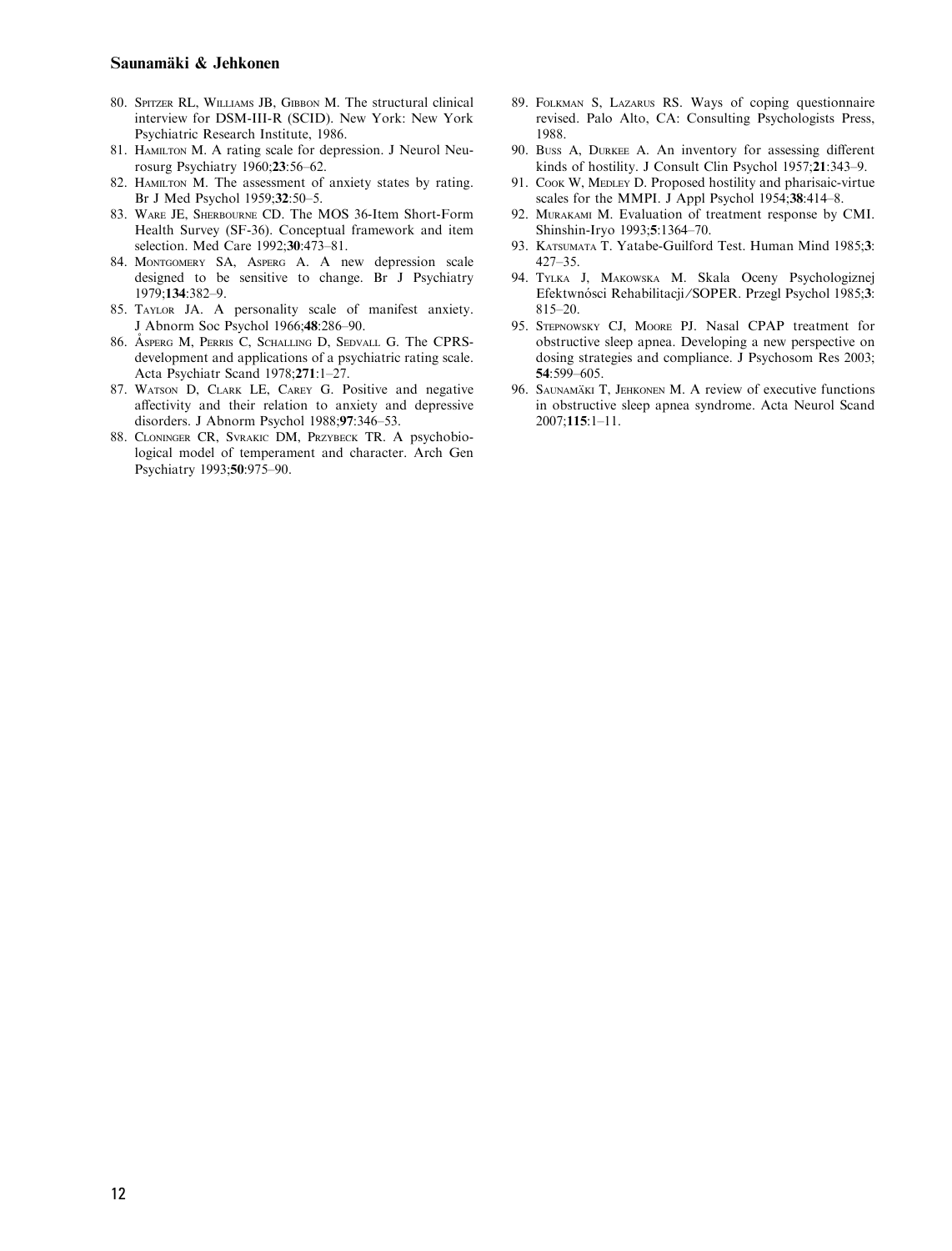80. Spitzer RL, Williams JB, Gibbon M. The structural clinical interview for DSM-III-R (SCID). New York: New York Psychiatric Research Institute, 1986.
81. Hamilton M. A rating scale for depression. J Neurol Neurosurg Psychiatry 1960;**23**:56–62.
82. Hamilton M. The assessment of anxiety states by rating. Br J Med Psychol 1959;**32**:50–5.
83. Ware JE, Sherbourne CD. The MOS 36-Item Short-Form Health Survey (SF-36). Conceptual framework and item selection. Med Care 1992;**30**:473–81.
84. Montgomery SA, Asperg A. A new depression scale designed to be sensitive to change. Br J Psychiatry 1979;**134**:382–9.
85. Taylor JA. A personality scale of manifest anxiety. J Abnorm Soc Psychol 1966;**48**:286–90.
86. Åsperg M, Perris C, Schalling D, Sedvall G. The CPRS-development and applications of a psychiatric rating scale. Acta Psychiatr Scand 1978;**271**:1–27.
87. Watson D, Clark LE, Carey G. Positive and negative affectivity and their relation to anxiety and depressive disorders. J Abnorm Psychol 1988;**97**:346–53.
88. Cloninger CR, Svrakic DM, Przybeck TR. A psychobiological model of temperament and character. Arch Gen Psychiatry 1993;**50**:975–90.
89. Folkman S, Lazarus RS. Ways of coping questionnaire revised. Palo Alto, CA: Consulting Psychologists Press, 1988.
90. Buss A, Durkee A. An inventory for assessing different kinds of hostility. J Consult Clin Psychol 1957;**21**:343–9.
91. Cook W, Medley D. Proposed hostility and pharisaic-virtue scales for the MMPI. J Appl Psychol 1954;**38**:414–8.
92. Murakami M. Evaluation of treatment response by CMI. Shinshin-Iryo 1993;**5**:1364–70.
93. Katsumata T. Yatabe-Guilford Test. Human Mind 1985;**3**: 427–35.
94. Tylka J, Makowska M. Skala Oceny Psychologiznej Efektwnósci Rehabilitacji/SOPER. Przegl Psychol 1985;**3**: 815–20.
95. Stepnowsky CJ, Moore PJ. Nasal CPAP treatment for obstructive sleep apnea. Developing a new perspective on dosing strategies and compliance. J Psychosom Res 2003; **54**:599–605.
96. Saunamäki T, Jehkonen M. A review of executive functions in obstructive sleep apnea syndrome. Acta Neurol Scand 2007;**115**:1–11.